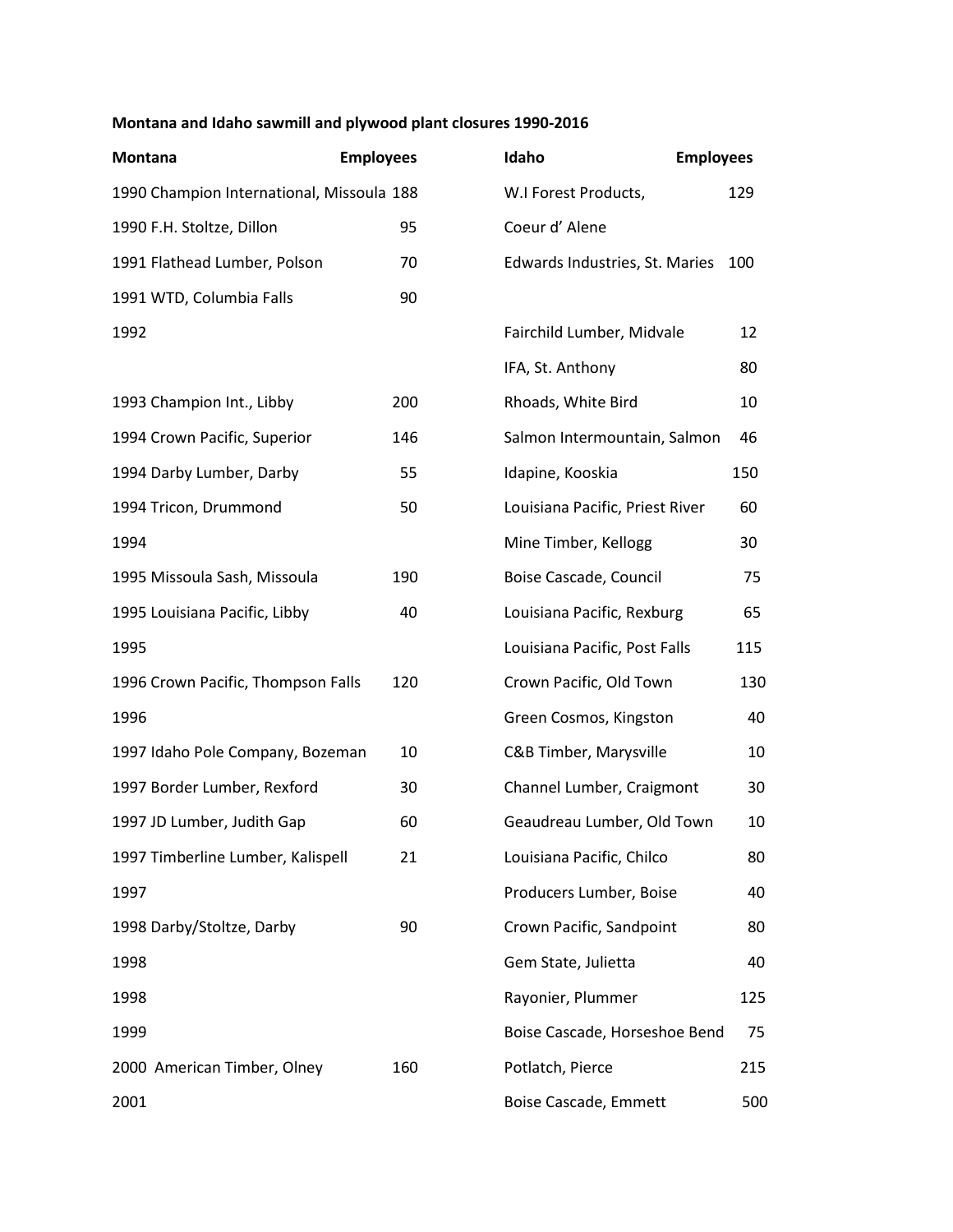**Montana and Idaho sawmill and plywood plant closures 1990-2016**

| Montana | Employees | Idaho | Employees |
|---|---|---|---|
| 1990 Champion International, Missoula | 188 | W.I Forest Products, Coeur d' Alene | 129 |
| 1990 F.H. Stoltze, Dillon | 95 | | |
| 1991 Flathead Lumber, Polson | 70 | Edwards Industries, St. Maries | 100 |
| 1991 WTD, Columbia Falls | 90 | | |
| 1992 | | Fairchild Lumber, Midvale | 12 |
| | | IFA, St. Anthony | 80 |
| 1993 Champion Int., Libby | 200 | Rhoads, White Bird | 10 |
| 1994 Crown Pacific, Superior | 146 | Salmon Intermountain, Salmon | 46 |
| 1994 Darby Lumber, Darby | 55 | Idapine, Kooskia | 150 |
| 1994 Tricon, Drummond | 50 | Louisiana Pacific, Priest River | 60 |
| 1994 | | Mine Timber, Kellogg | 30 |
| 1995 Missoula Sash, Missoula | 190 | Boise Cascade, Council | 75 |
| 1995 Louisiana Pacific, Libby | 40 | Louisiana Pacific, Rexburg | 65 |
| 1995 | | Louisiana Pacific, Post Falls | 115 |
| 1996 Crown Pacific, Thompson Falls | 120 | Crown Pacific, Old Town | 130 |
| 1996 | | Green Cosmos, Kingston | 40 |
| 1997 Idaho Pole Company, Bozeman | 10 | C&B Timber, Marysville | 10 |
| 1997 Border Lumber, Rexford | 30 | Channel Lumber, Craigmont | 30 |
| 1997 JD Lumber, Judith Gap | 60 | Geaudreau Lumber, Old Town | 10 |
| 1997 Timberline Lumber, Kalispell | 21 | Louisiana Pacific, Chilco | 80 |
| 1997 | | Producers Lumber, Boise | 40 |
| 1998 Darby/Stoltze, Darby | 90 | Crown Pacific, Sandpoint | 80 |
| 1998 | | Gem State, Julietta | 40 |
| 1998 | | Rayonier, Plummer | 125 |
| 1999 | | Boise Cascade, Horseshoe Bend | 75 |
| 2000 American Timber, Olney | 160 | Potlatch, Pierce | 215 |
| 2001 | | Boise Cascade, Emmett | 500 |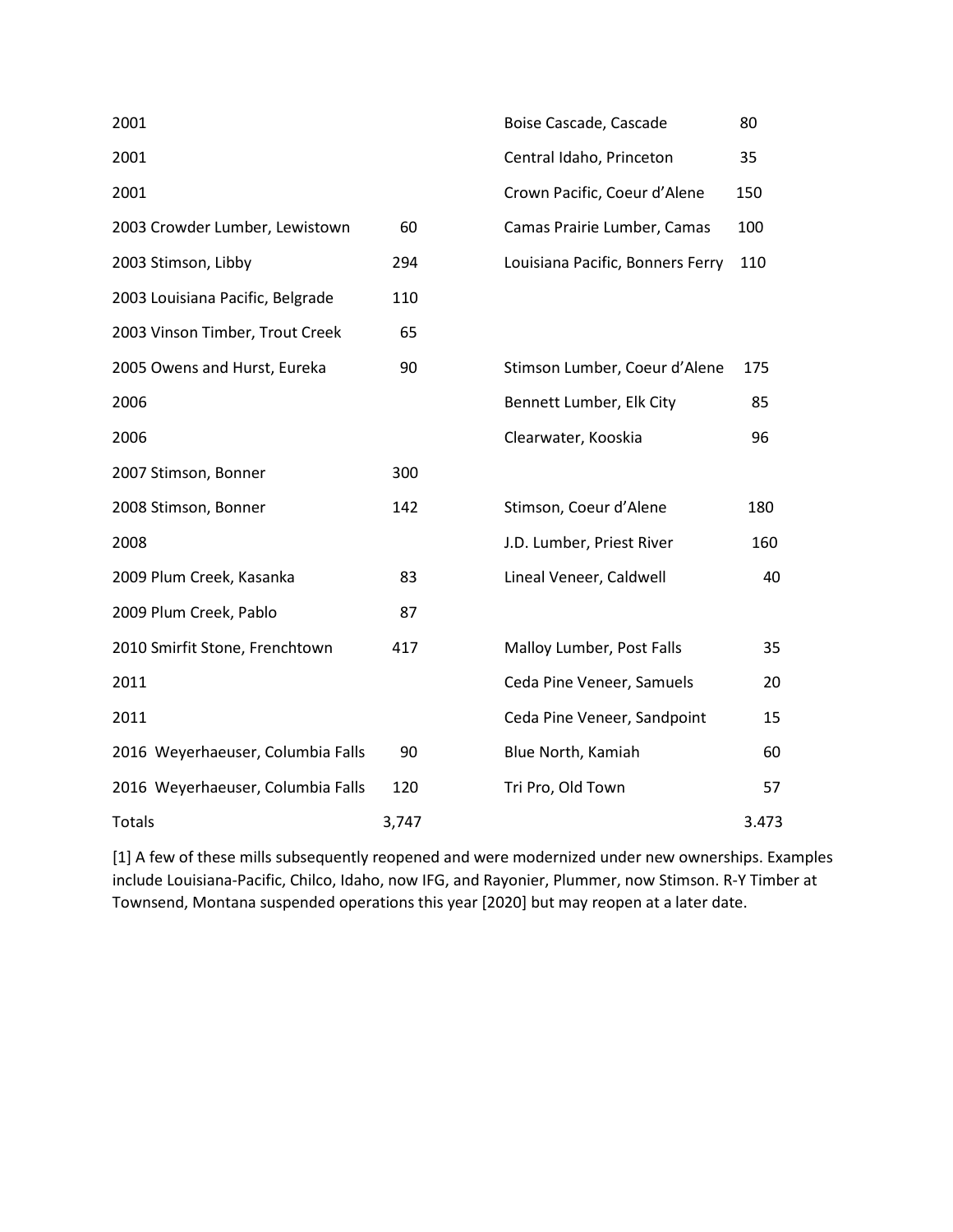| | | | |
|---|---|---|---|
| 2001 | | Boise Cascade, Cascade | 80 |
| 2001 | | Central Idaho, Princeton | 35 |
| 2001 | | Crown Pacific, Coeur d'Alene | 150 |
| 2003 Crowder Lumber, Lewistown | 60 | Camas Prairie Lumber, Camas | 100 |
| 2003 Stimson, Libby | 294 | Louisiana Pacific, Bonners Ferry | 110 |
| 2003 Louisiana Pacific, Belgrade | 110 | | |
| 2003 Vinson Timber, Trout Creek | 65 | | |
| 2005 Owens and Hurst, Eureka | 90 | Stimson Lumber, Coeur d'Alene | 175 |
| 2006 | | Bennett Lumber, Elk City | 85 |
| 2006 | | Clearwater, Kooskia | 96 |
| 2007 Stimson, Bonner | 300 | | |
| 2008 Stimson, Bonner | 142 | Stimson, Coeur d'Alene | 180 |
| 2008 | | J.D. Lumber, Priest River | 160 |
| 2009 Plum Creek, Kasanka | 83 | Lineal Veneer, Caldwell | 40 |
| 2009 Plum Creek, Pablo | 87 | | |
| 2010 Smirfit Stone, Frenchtown | 417 | Malloy Lumber, Post Falls | 35 |
| 2011 | | Ceda Pine Veneer, Samuels | 20 |
| 2011 | | Ceda Pine Veneer, Sandpoint | 15 |
| 2016 Weyerhaeuser, Columbia Falls | 90 | Blue North, Kamiah | 60 |
| 2016 Weyerhaeuser, Columbia Falls | 120 | Tri Pro, Old Town | 57 |
| Totals | 3,747 | | 3.473 |

[1] A few of these mills subsequently reopened and were modernized under new ownerships. Examples include Louisiana-Pacific, Chilco, Idaho, now IFG, and Rayonier, Plummer, now Stimson. R-Y Timber at Townsend, Montana suspended operations this year [2020] but may reopen at a later date.